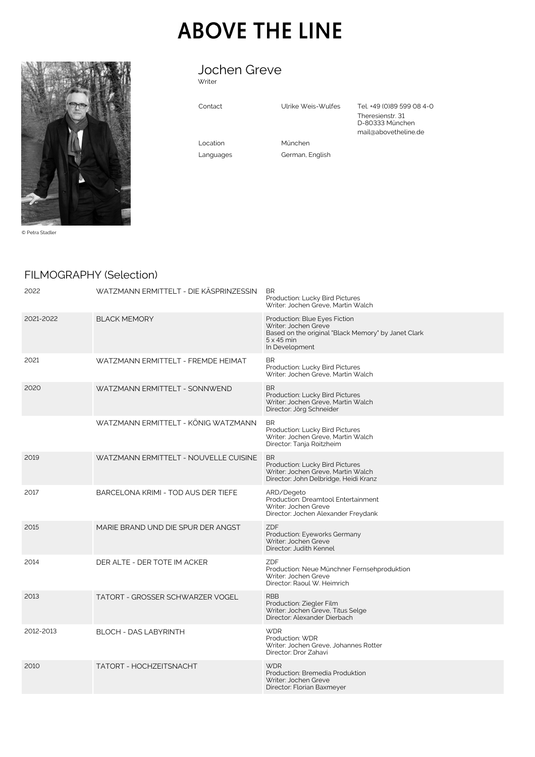# ABOVE THE LINE

© Petra Stadler

## Jochen Greve

Writer

| | | |
|---|---|---|
| Contact | Ulrike Weis-Wulfes | Tel. +49 (0)89 599 08 4-0<br>Theresienstr. 31<br>D-80333 München<br>mail@abovetheline.de |
| Location | München | |
| Languages | German, English | |

## FILMOGRAPHY (Selection)

| Year | Title | Details |
|---|---|---|
| 2022 | WATZMANN ERMITTELT - DIE KÄSPRINZESSIN | BR<br>Production: Lucky Bird Pictures<br>Writer: Jochen Greve, Martin Walch |
| 2021-2022 | BLACK MEMORY | Production: Blue Eyes Fiction<br>Writer: Jochen Greve<br>Based on the original "Black Memory" by Janet Clark<br>5 x 45 min<br>In Development |
| 2021 | WATZMANN ERMITTELT - FREMDE HEIMAT | BR<br>Production: Lucky Bird Pictures<br>Writer: Jochen Greve, Martin Walch |
| 2020 | WATZMANN ERMITTELT - SONNWEND | BR<br>Production: Lucky Bird Pictures<br>Writer: Jochen Greve, Martin Walch<br>Director: Jörg Schneider |
| | WATZMANN ERMITTELT - KÖNIG WATZMANN | BR<br>Production: Lucky Bird Pictures<br>Writer: Jochen Greve, Martin Walch<br>Director: Tanja Roitzheim |
| 2019 | WATZMANN ERMITTELT - NOUVELLE CUISINE | BR<br>Production: Lucky Bird Pictures<br>Writer: Jochen Greve, Martin Walch<br>Director: John Delbridge, Heidi Kranz |
| 2017 | BARCELONA KRIMI - TOD AUS DER TIEFE | ARD/Degeto<br>Production: Dreamtool Entertainment<br>Writer: Jochen Greve<br>Director: Jochen Alexander Freydank |
| 2015 | MARIE BRAND UND DIE SPUR DER ANGST | ZDF<br>Production: Eyeworks Germany<br>Writer: Jochen Greve<br>Director: Judith Kennel |
| 2014 | DER ALTE - DER TOTE IM ACKER | ZDF<br>Production: Neue Münchner Fernsehproduktion<br>Writer: Jochen Greve<br>Director: Raoul W. Heimrich |
| 2013 | TATORT - GROSSER SCHWARZER VOGEL | RBB<br>Production: Ziegler Film<br>Writer: Jochen Greve, Titus Selge<br>Director: Alexander Dierbach |
| 2012-2013 | BLOCH - DAS LABYRINTH | WDR<br>Production: WDR<br>Writer: Jochen Greve, Johannes Rotter<br>Director: Dror Zahavi |
| 2010 | TATORT - HOCHZEITSNACHT | WDR<br>Production: Bremedia Produktion<br>Writer: Jochen Greve<br>Director: Florian Baxmeyer |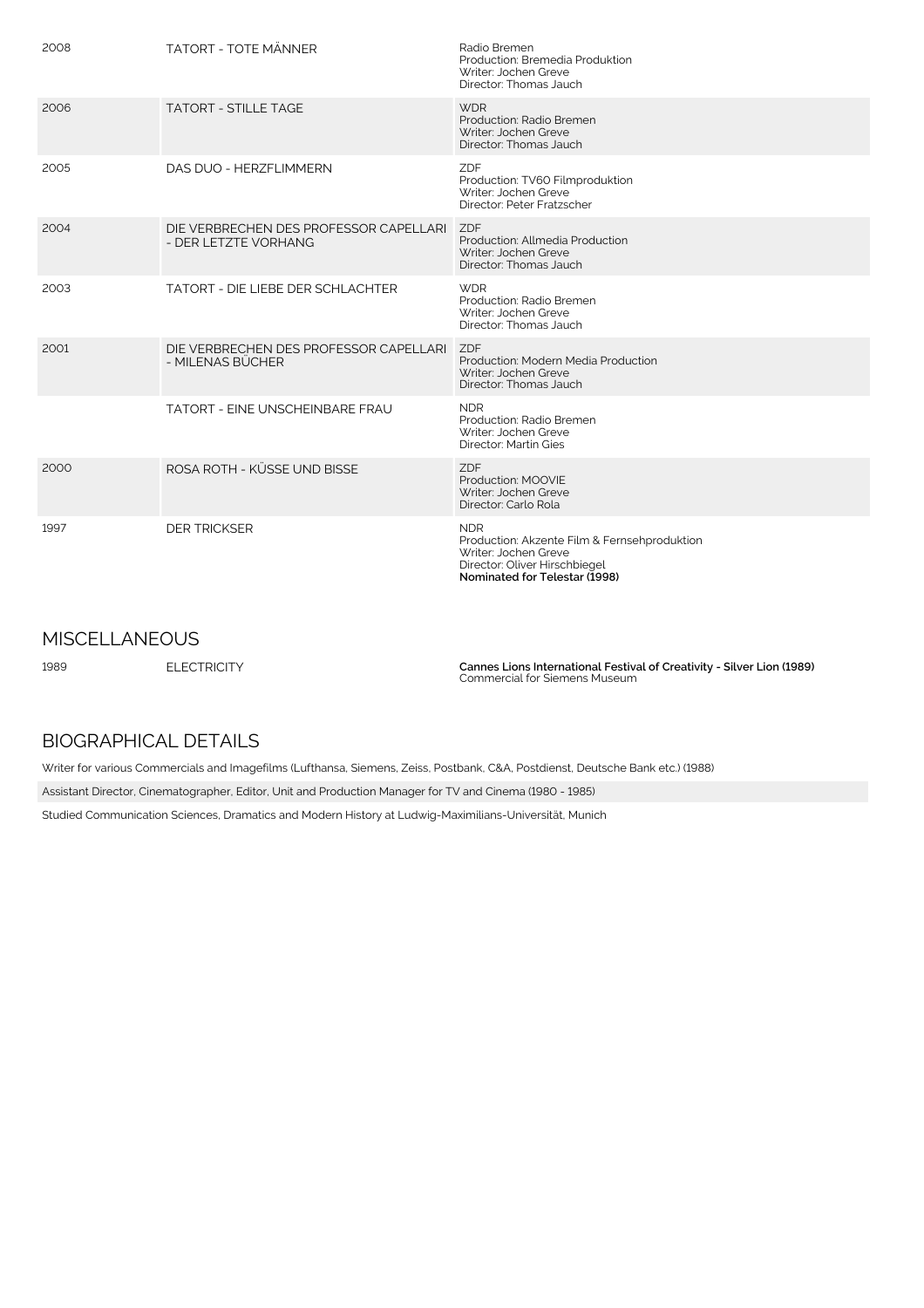| | | |
|---|---|---|
| 2008 | TATORT - TOTE MÄNNER | Radio Bremen<br>Production: Bremedia Produktion<br>Writer: Jochen Greve<br>Director: Thomas Jauch |
| 2006 | TATORT - STILLE TAGE | WDR<br>Production: Radio Bremen<br>Writer: Jochen Greve<br>Director: Thomas Jauch |
| 2005 | DAS DUO - HERZFLIMMERN | ZDF<br>Production: TV60 Filmproduktion<br>Writer: Jochen Greve<br>Director: Peter Fratzscher |
| 2004 | DIE VERBRECHEN DES PROFESSOR CAPELLARI - DER LETZTE VORHANG | ZDF<br>Production: Allmedia Production<br>Writer: Jochen Greve<br>Director: Thomas Jauch |
| 2003 | TATORT - DIE LIEBE DER SCHLACHTER | WDR<br>Production: Radio Bremen<br>Writer: Jochen Greve<br>Director: Thomas Jauch |
| 2001 | DIE VERBRECHEN DES PROFESSOR CAPELLARI - MILENAS BÜCHER | ZDF<br>Production: Modern Media Production<br>Writer: Jochen Greve<br>Director: Thomas Jauch |
| | TATORT - EINE UNSCHEINBARE FRAU | NDR<br>Production: Radio Bremen<br>Writer: Jochen Greve<br>Director: Martin Gies |
| 2000 | ROSA ROTH - KÜSSE UND BISSE | ZDF<br>Production: MOOVIE<br>Writer: Jochen Greve<br>Director: Carlo Rola |
| 1997 | DER TRICKSER | NDR<br>Production: Akzente Film & Fernsehproduktion<br>Writer: Jochen Greve<br>Director: Oliver Hirschbiegel<br>**Nominated for Telestar (1998)** |

## MISCELLANEOUS

| | | |
|---|---|---|
| 1989 | ELECTRICITY | **Cannes Lions International Festival of Creativity - Silver Lion (1989)**<br>Commercial for Siemens Museum |

## BIOGRAPHICAL DETAILS

Writer for various Commercials and Imagefilms (Lufthansa, Siemens, Zeiss, Postbank, C&A, Postdienst, Deutsche Bank etc.) (1988)

Assistant Director, Cinematographer, Editor, Unit and Production Manager for TV and Cinema (1980 - 1985)

Studied Communication Sciences, Dramatics and Modern History at Ludwig-Maximilians-Universität, Munich